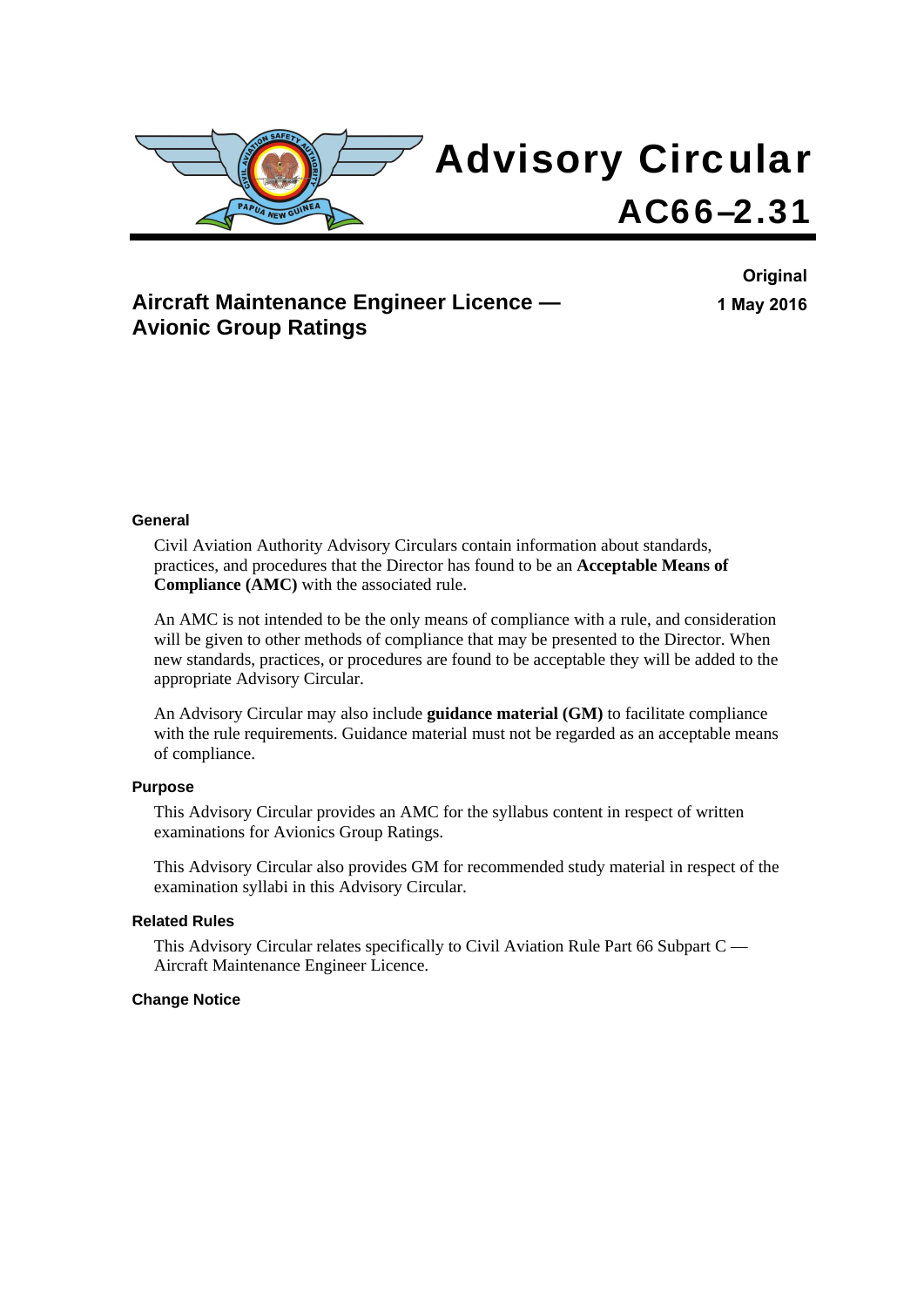# Advisory Circular

# AC66–2.31

## Aircraft Maintenance Engineer Licence — Avionic Group Ratings

**Original**
**1 May 2016**

### General

Civil Aviation Authority Advisory Circulars contain information about standards, practices, and procedures that the Director has found to be an **Acceptable Means of Compliance (AMC)** with the associated rule.

An AMC is not intended to be the only means of compliance with a rule, and consideration will be given to other methods of compliance that may be presented to the Director. When new standards, practices, or procedures are found to be acceptable they will be added to the appropriate Advisory Circular.

An Advisory Circular may also include **guidance material (GM)** to facilitate compliance with the rule requirements. Guidance material must not be regarded as an acceptable means of compliance.

### Purpose

This Advisory Circular provides an AMC for the syllabus content in respect of written examinations for Avionics Group Ratings.

This Advisory Circular also provides GM for recommended study material in respect of the examination syllabi in this Advisory Circular.

### Related Rules

This Advisory Circular relates specifically to Civil Aviation Rule Part 66 Subpart C — Aircraft Maintenance Engineer Licence.

### Change Notice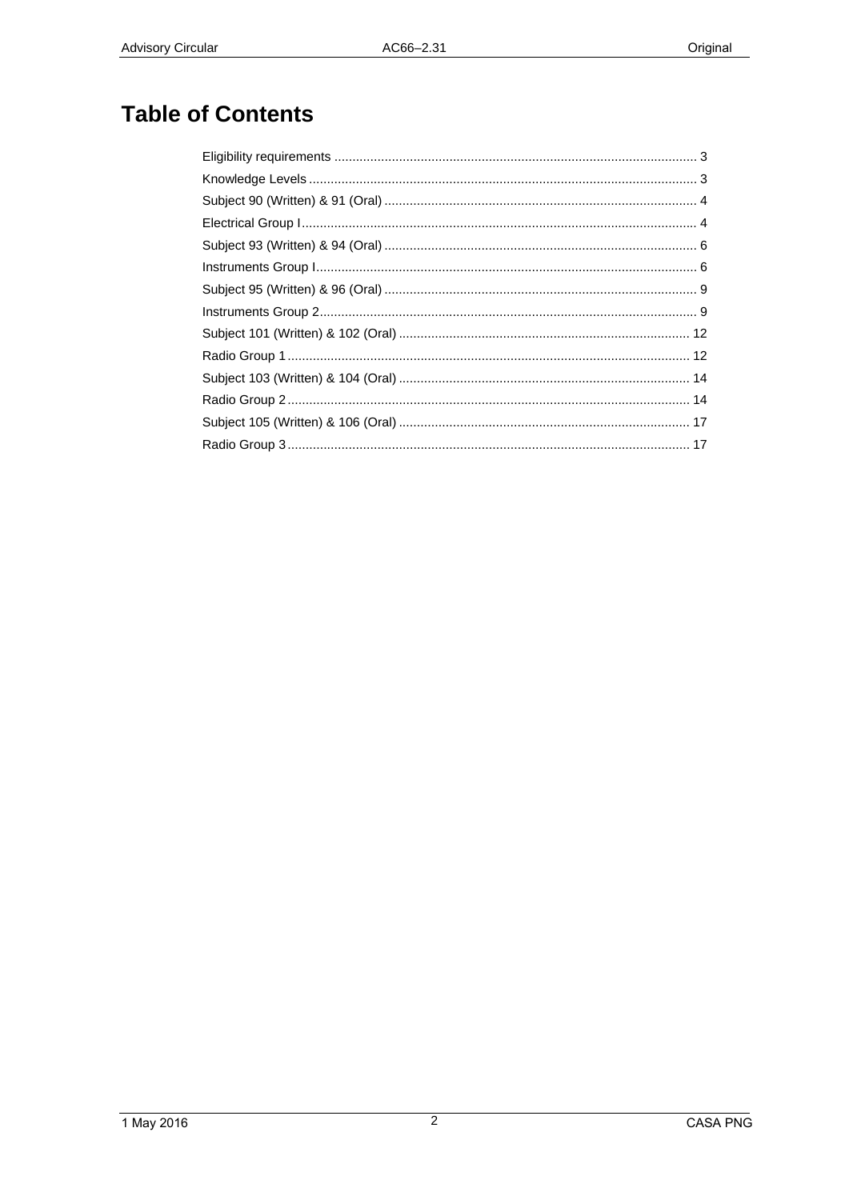# Table of Contents

Eligibility requirements .......... 3
Knowledge Levels .......... 3
Subject 90 (Written) & 91 (Oral) .......... 4
Electrical Group I .......... 4
Subject 93 (Written) & 94 (Oral) .......... 6
Instruments Group I .......... 6
Subject 95 (Written) & 96 (Oral) .......... 9
Instruments Group 2 .......... 9
Subject 101 (Written) & 102 (Oral) .......... 12
Radio Group 1 .......... 12
Subject 103 (Written) & 104 (Oral) .......... 14
Radio Group 2 .......... 14
Subject 105 (Written) & 106 (Oral) .......... 17
Radio Group 3 .......... 17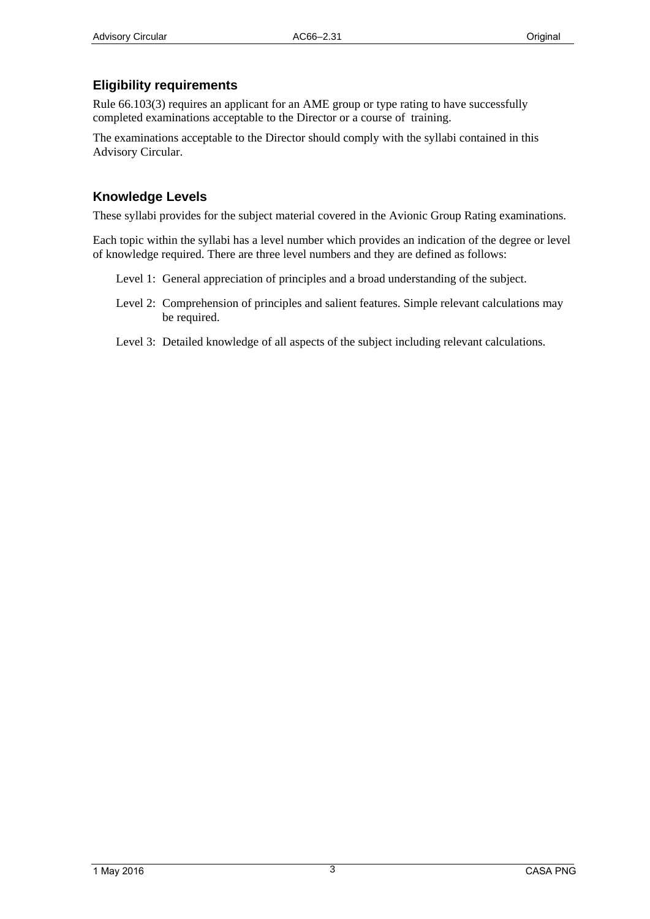## Eligibility requirements

Rule 66.103(3) requires an applicant for an AME group or type rating to have successfully completed examinations acceptable to the Director or a course of training.

The examinations acceptable to the Director should comply with the syllabi contained in this Advisory Circular.

## Knowledge Levels

These syllabi provides for the subject material covered in the Avionic Group Rating examinations.

Each topic within the syllabi has a level number which provides an indication of the degree or level of knowledge required. There are three level numbers and they are defined as follows:

Level 1: General appreciation of principles and a broad understanding of the subject.

Level 2: Comprehension of principles and salient features. Simple relevant calculations may be required.

Level 3: Detailed knowledge of all aspects of the subject including relevant calculations.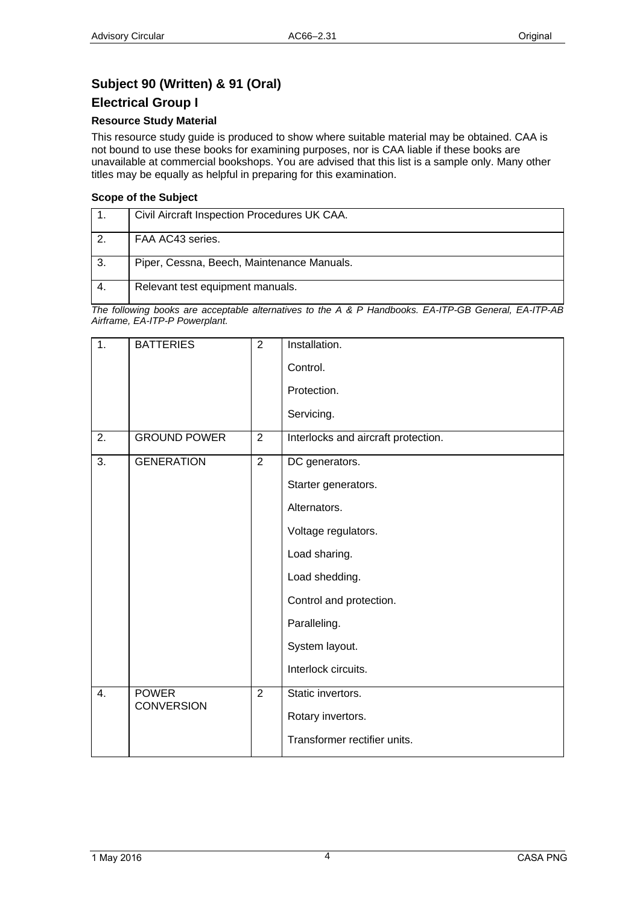## Subject 90 (Written) & 91 (Oral)

## Electrical Group I

### Resource Study Material

This resource study guide is produced to show where suitable material may be obtained. CAA is not bound to use these books for examining purposes, nor is CAA liable if these books are unavailable at commercial bookshops. You are advised that this list is a sample only. Many other titles may be equally as helpful in preparing for this examination.

### Scope of the Subject

| | |
|---|---|
| 1. | Civil Aircraft Inspection Procedures UK CAA. |
| 2. | FAA AC43 series. |
| 3. | Piper, Cessna, Beech, Maintenance Manuals. |
| 4. | Relevant test equipment manuals. |

*The following books are acceptable alternatives to the A & P Handbooks. EA-ITP-GB General, EA-ITP-AB Airframe, EA-ITP-P Powerplant.*

| | | | |
|---|---|---|---|
| 1. | BATTERIES | 2 | Installation.<br>Control.<br>Protection.<br>Servicing. |
| 2. | GROUND POWER | 2 | Interlocks and aircraft protection. |
| 3. | GENERATION | 2 | DC generators.<br>Starter generators.<br>Alternators.<br>Voltage regulators.<br>Load sharing.<br>Load shedding.<br>Control and protection.<br>Paralleling.<br>System layout.<br>Interlock circuits. |
| 4. | POWER CONVERSION | 2 | Static invertors.<br>Rotary invertors.<br>Transformer rectifier units. |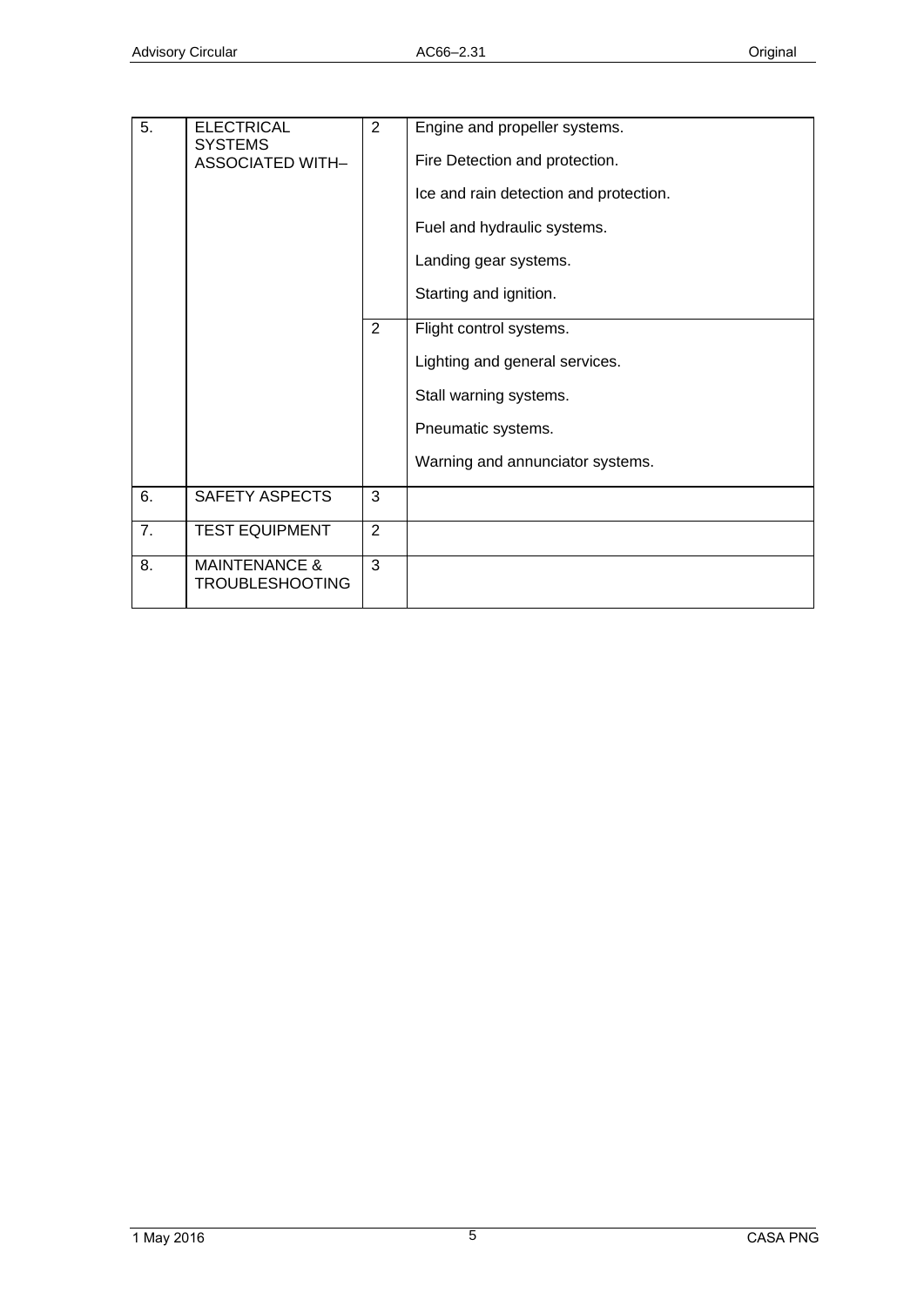| | | | |
|---|---|---|---|
| 5. | ELECTRICAL SYSTEMS ASSOCIATED WITH– | 2 | Engine and propeller systems.<br><br>Fire Detection and protection.<br><br>Ice and rain detection and protection.<br><br>Fuel and hydraulic systems.<br><br>Landing gear systems.<br><br>Starting and ignition. |
| | | 2 | Flight control systems.<br><br>Lighting and general services.<br><br>Stall warning systems.<br><br>Pneumatic systems.<br><br>Warning and annunciator systems. |
| 6. | SAFETY ASPECTS | 3 | |
| 7. | TEST EQUIPMENT | 2 | |
| 8. | MAINTENANCE & TROUBLESHOOTING | 3 | |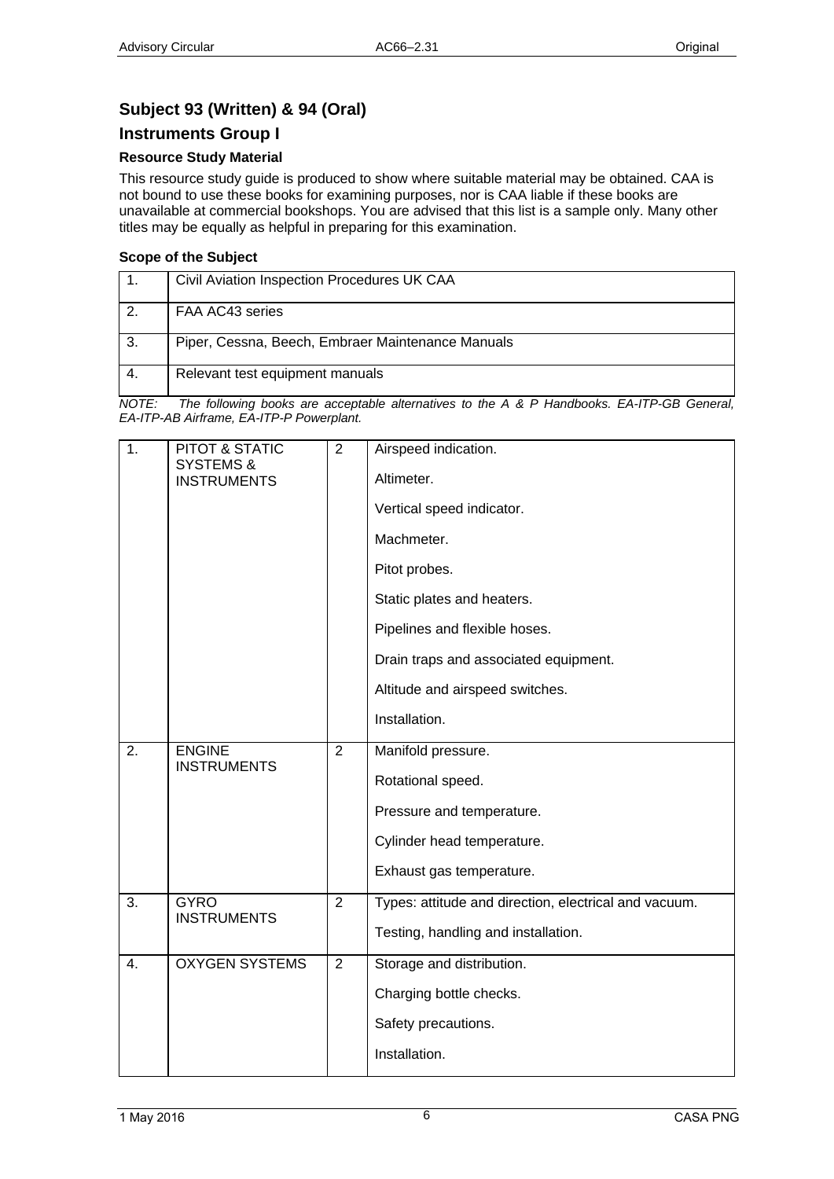## Subject 93 (Written) & 94 (Oral)

## Instruments Group I

### Resource Study Material

This resource study guide is produced to show where suitable material may be obtained. CAA is not bound to use these books for examining purposes, nor is CAA liable if these books are unavailable at commercial bookshops. You are advised that this list is a sample only. Many other titles may be equally as helpful in preparing for this examination.

### Scope of the Subject

| | |
|---|---|
| 1. | Civil Aviation Inspection Procedures UK CAA |
| 2. | FAA AC43 series |
| 3. | Piper, Cessna, Beech, Embraer Maintenance Manuals |
| 4. | Relevant test equipment manuals |

*NOTE: The following books are acceptable alternatives to the A & P Handbooks. EA-ITP-GB General, EA-ITP-AB Airframe, EA-ITP-P Powerplant.*

| | | | |
|---|---|---|---|
| 1. | PITOT & STATIC SYSTEMS & INSTRUMENTS | 2 | Airspeed indication.<br>Altimeter.<br>Vertical speed indicator.<br>Machmeter.<br>Pitot probes.<br>Static plates and heaters.<br>Pipelines and flexible hoses.<br>Drain traps and associated equipment.<br>Altitude and airspeed switches.<br>Installation. |
| 2. | ENGINE INSTRUMENTS | 2 | Manifold pressure.<br>Rotational speed.<br>Pressure and temperature.<br>Cylinder head temperature.<br>Exhaust gas temperature. |
| 3. | GYRO INSTRUMENTS | 2 | Types: attitude and direction, electrical and vacuum.<br>Testing, handling and installation. |
| 4. | OXYGEN SYSTEMS | 2 | Storage and distribution.<br>Charging bottle checks.<br>Safety precautions.<br>Installation. |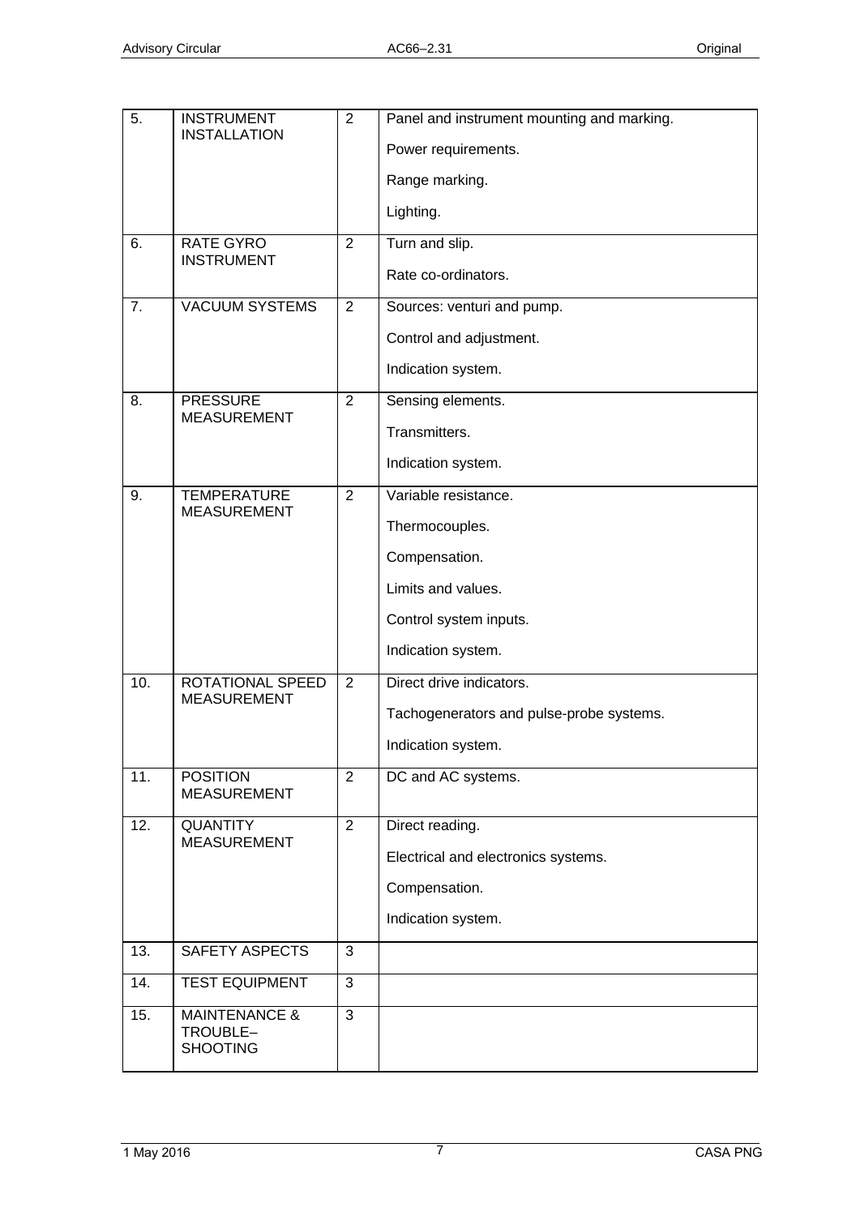| 5. | INSTRUMENT INSTALLATION | 2 | Panel and instrument mounting and marking.<br><br>Power requirements.<br><br>Range marking.<br><br>Lighting. |
|---|---|---|---|
| 6. | RATE GYRO INSTRUMENT | 2 | Turn and slip.<br><br>Rate co-ordinators. |
| 7. | VACUUM SYSTEMS | 2 | Sources: venturi and pump.<br><br>Control and adjustment.<br><br>Indication system. |
| 8. | PRESSURE MEASUREMENT | 2 | Sensing elements.<br><br>Transmitters.<br><br>Indication system. |
| 9. | TEMPERATURE MEASUREMENT | 2 | Variable resistance.<br><br>Thermocouples.<br><br>Compensation.<br><br>Limits and values.<br><br>Control system inputs.<br><br>Indication system. |
| 10. | ROTATIONAL SPEED MEASUREMENT | 2 | Direct drive indicators.<br><br>Tachogenerators and pulse-probe systems.<br><br>Indication system. |
| 11. | POSITION MEASUREMENT | 2 | DC and AC systems. |
| 12. | QUANTITY MEASUREMENT | 2 | Direct reading.<br><br>Electrical and electronics systems.<br><br>Compensation.<br><br>Indication system. |
| 13. | SAFETY ASPECTS | 3 | |
| 14. | TEST EQUIPMENT | 3 | |
| 15. | MAINTENANCE & TROUBLE–SHOOTING | 3 | |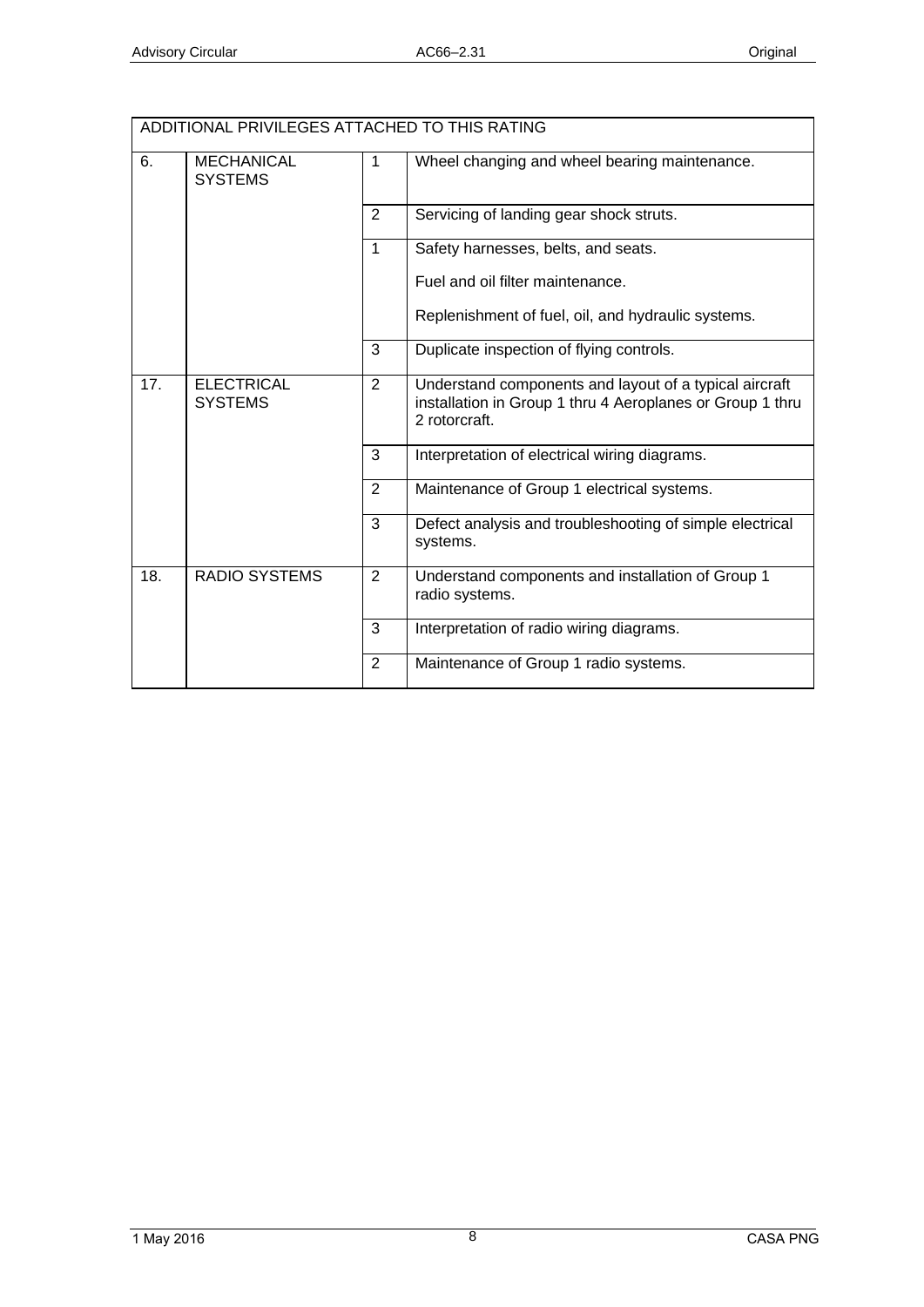| ADDITIONAL PRIVILEGES ATTACHED TO THIS RATING | | | |
|---|---|---|---|
| 6. | MECHANICAL SYSTEMS | 1 | Wheel changing and wheel bearing maintenance. |
| | | 2 | Servicing of landing gear shock struts. |
| | | 1 | Safety harnesses, belts, and seats.<br><br>Fuel and oil filter maintenance.<br><br>Replenishment of fuel, oil, and hydraulic systems. |
| | | 3 | Duplicate inspection of flying controls. |
| 17. | ELECTRICAL SYSTEMS | 2 | Understand components and layout of a typical aircraft installation in Group 1 thru 4 Aeroplanes or Group 1 thru 2 rotorcraft. |
| | | 3 | Interpretation of electrical wiring diagrams. |
| | | 2 | Maintenance of Group 1 electrical systems. |
| | | 3 | Defect analysis and troubleshooting of simple electrical systems. |
| 18. | RADIO SYSTEMS | 2 | Understand components and installation of Group 1 radio systems. |
| | | 3 | Interpretation of radio wiring diagrams. |
| | | 2 | Maintenance of Group 1 radio systems. |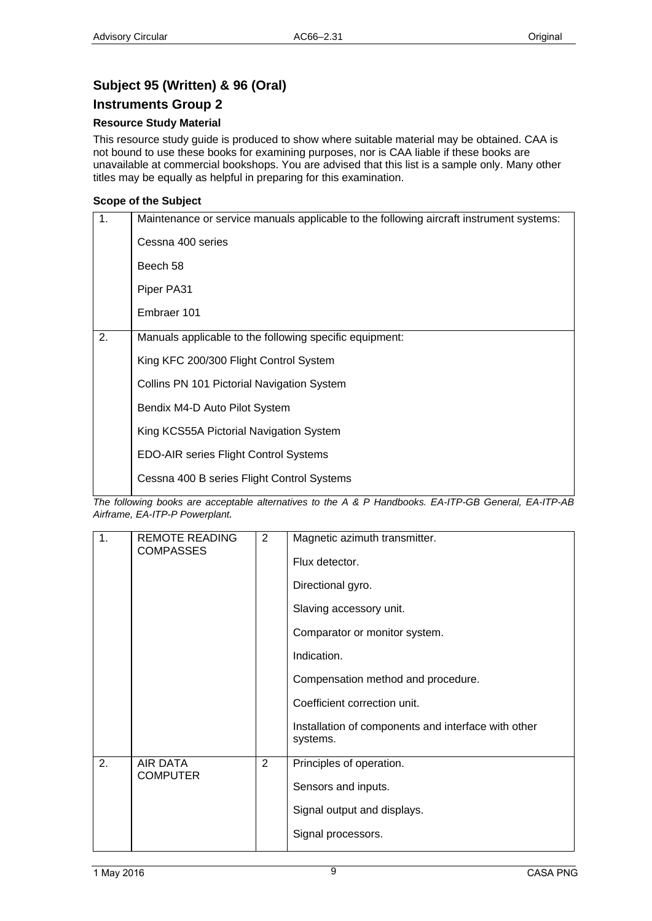## Subject 95 (Written) & 96 (Oral)

## Instruments Group 2

### Resource Study Material

This resource study guide is produced to show where suitable material may be obtained. CAA is not bound to use these books for examining purposes, nor is CAA liable if these books are unavailable at commercial bookshops. You are advised that this list is a sample only. Many other titles may be equally as helpful in preparing for this examination.

### Scope of the Subject

| | |
|---|---|
| 1. | Maintenance or service manuals applicable to the following aircraft instrument systems:<br><br>Cessna 400 series<br><br>Beech 58<br><br>Piper PA31<br><br>Embraer 101 |
| 2. | Manuals applicable to the following specific equipment:<br><br>King KFC 200/300 Flight Control System<br><br>Collins PN 101 Pictorial Navigation System<br><br>Bendix M4-D Auto Pilot System<br><br>King KCS55A Pictorial Navigation System<br><br>EDO-AIR series Flight Control Systems<br><br>Cessna 400 B series Flight Control Systems |

*The following books are acceptable alternatives to the A & P Handbooks. EA-ITP-GB General, EA-ITP-AB Airframe, EA-ITP-P Powerplant.*

| | | | |
|---|---|---|---|
| 1. | REMOTE READING COMPASSES | 2 | Magnetic azimuth transmitter.<br><br>Flux detector.<br><br>Directional gyro.<br><br>Slaving accessory unit.<br><br>Comparator or monitor system.<br><br>Indication.<br><br>Compensation method and procedure.<br><br>Coefficient correction unit.<br><br>Installation of components and interface with other systems. |
| 2. | AIR DATA COMPUTER | 2 | Principles of operation.<br><br>Sensors and inputs.<br><br>Signal output and displays.<br><br>Signal processors. |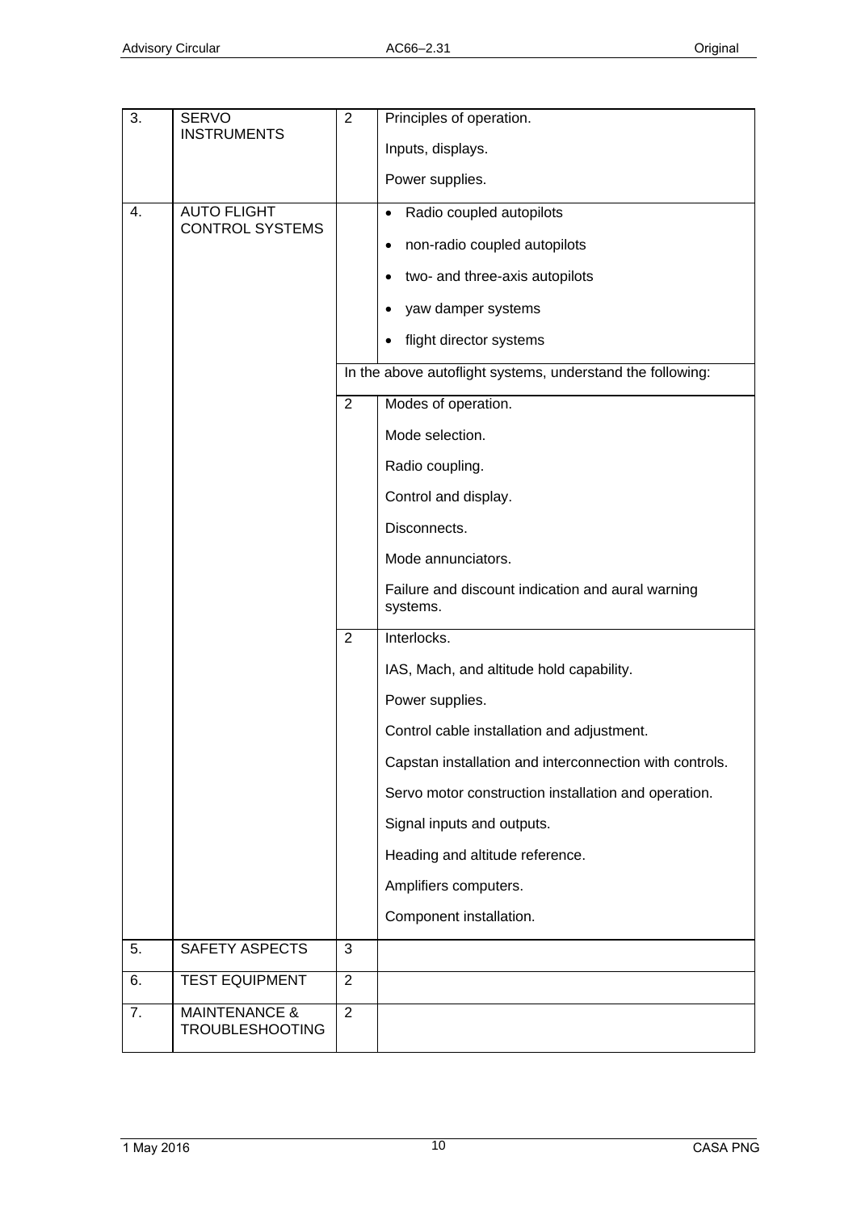| | | | |
|---|---|---|---|
| 3. | SERVO INSTRUMENTS | 2 | Principles of operation.<br><br>Inputs, displays.<br><br>Power supplies. |
| 4. | AUTO FLIGHT CONTROL SYSTEMS | | • Radio coupled autopilots<br>• non-radio coupled autopilots<br>• two- and three-axis autopilots<br>• yaw damper systems<br>• flight director systems |
| | | In the above autoflight systems, understand the following: | |
| | | 2 | Modes of operation.<br><br>Mode selection.<br><br>Radio coupling.<br><br>Control and display.<br><br>Disconnects.<br><br>Mode annunciators.<br><br>Failure and discount indication and aural warning systems. |
| | | 2 | Interlocks.<br><br>IAS, Mach, and altitude hold capability.<br><br>Power supplies.<br><br>Control cable installation and adjustment.<br><br>Capstan installation and interconnection with controls.<br><br>Servo motor construction installation and operation.<br><br>Signal inputs and outputs.<br><br>Heading and altitude reference.<br><br>Amplifiers computers.<br><br>Component installation. |
| 5. | SAFETY ASPECTS | 3 | |
| 6. | TEST EQUIPMENT | 2 | |
| 7. | MAINTENANCE & TROUBLESHOOTING | 2 | |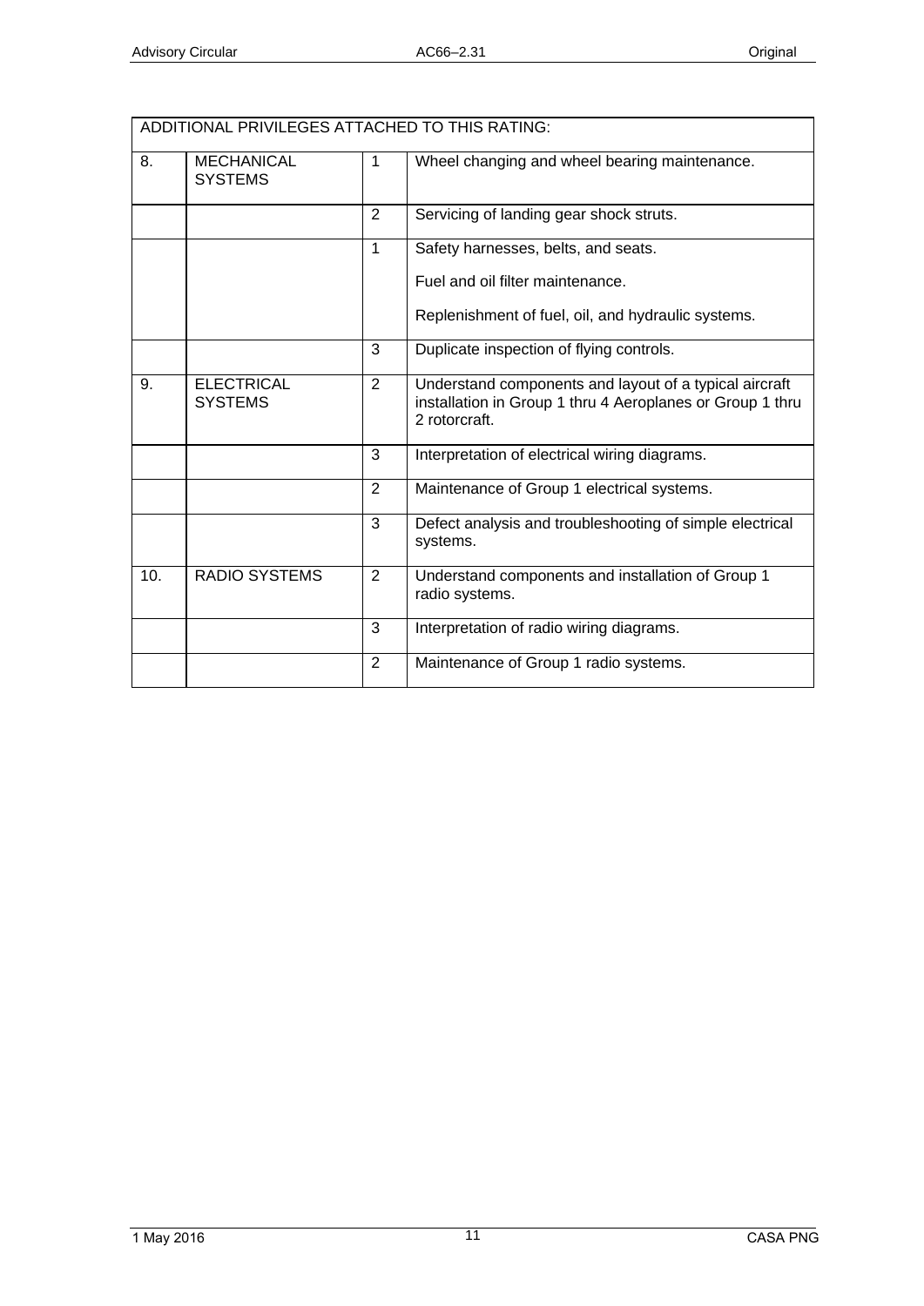| ADDITIONAL PRIVILEGES ATTACHED TO THIS RATING: | | | |
|---|---|---|---|
| 8. | MECHANICAL SYSTEMS | 1 | Wheel changing and wheel bearing maintenance. |
| | | 2 | Servicing of landing gear shock struts. |
| | | 1 | Safety harnesses, belts, and seats.<br><br>Fuel and oil filter maintenance.<br><br>Replenishment of fuel, oil, and hydraulic systems. |
| | | 3 | Duplicate inspection of flying controls. |
| 9. | ELECTRICAL SYSTEMS | 2 | Understand components and layout of a typical aircraft installation in Group 1 thru 4 Aeroplanes or Group 1 thru 2 rotorcraft. |
| | | 3 | Interpretation of electrical wiring diagrams. |
| | | 2 | Maintenance of Group 1 electrical systems. |
| | | 3 | Defect analysis and troubleshooting of simple electrical systems. |
| 10. | RADIO SYSTEMS | 2 | Understand components and installation of Group 1 radio systems. |
| | | 3 | Interpretation of radio wiring diagrams. |
| | | 2 | Maintenance of Group 1 radio systems. |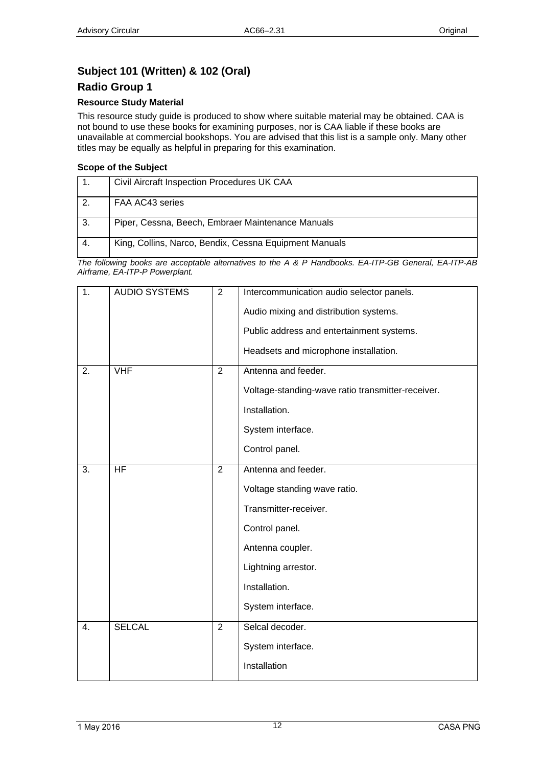## Subject 101 (Written) & 102 (Oral)

## Radio Group 1

### Resource Study Material

This resource study guide is produced to show where suitable material may be obtained. CAA is not bound to use these books for examining purposes, nor is CAA liable if these books are unavailable at commercial bookshops. You are advised that this list is a sample only. Many other titles may be equally as helpful in preparing for this examination.

### Scope of the Subject

| | |
|---|---|
| 1. | Civil Aircraft Inspection Procedures UK CAA |
| 2. | FAA AC43 series |
| 3. | Piper, Cessna, Beech, Embraer Maintenance Manuals |
| 4. | King, Collins, Narco, Bendix, Cessna Equipment Manuals |

*The following books are acceptable alternatives to the A & P Handbooks. EA-ITP-GB General, EA-ITP-AB Airframe, EA-ITP-P Powerplant.*

| | | | |
|---|---|---|---|
| 1. | AUDIO SYSTEMS | 2 | Intercommunication audio selector panels.<br>Audio mixing and distribution systems.<br>Public address and entertainment systems.<br>Headsets and microphone installation. |
| 2. | VHF | 2 | Antenna and feeder.<br>Voltage-standing-wave ratio transmitter-receiver.<br>Installation.<br>System interface.<br>Control panel. |
| 3. | HF | 2 | Antenna and feeder.<br>Voltage standing wave ratio.<br>Transmitter-receiver.<br>Control panel.<br>Antenna coupler.<br>Lightning arrestor.<br>Installation.<br>System interface. |
| 4. | SELCAL | 2 | Selcal decoder.<br>System interface.<br>Installation |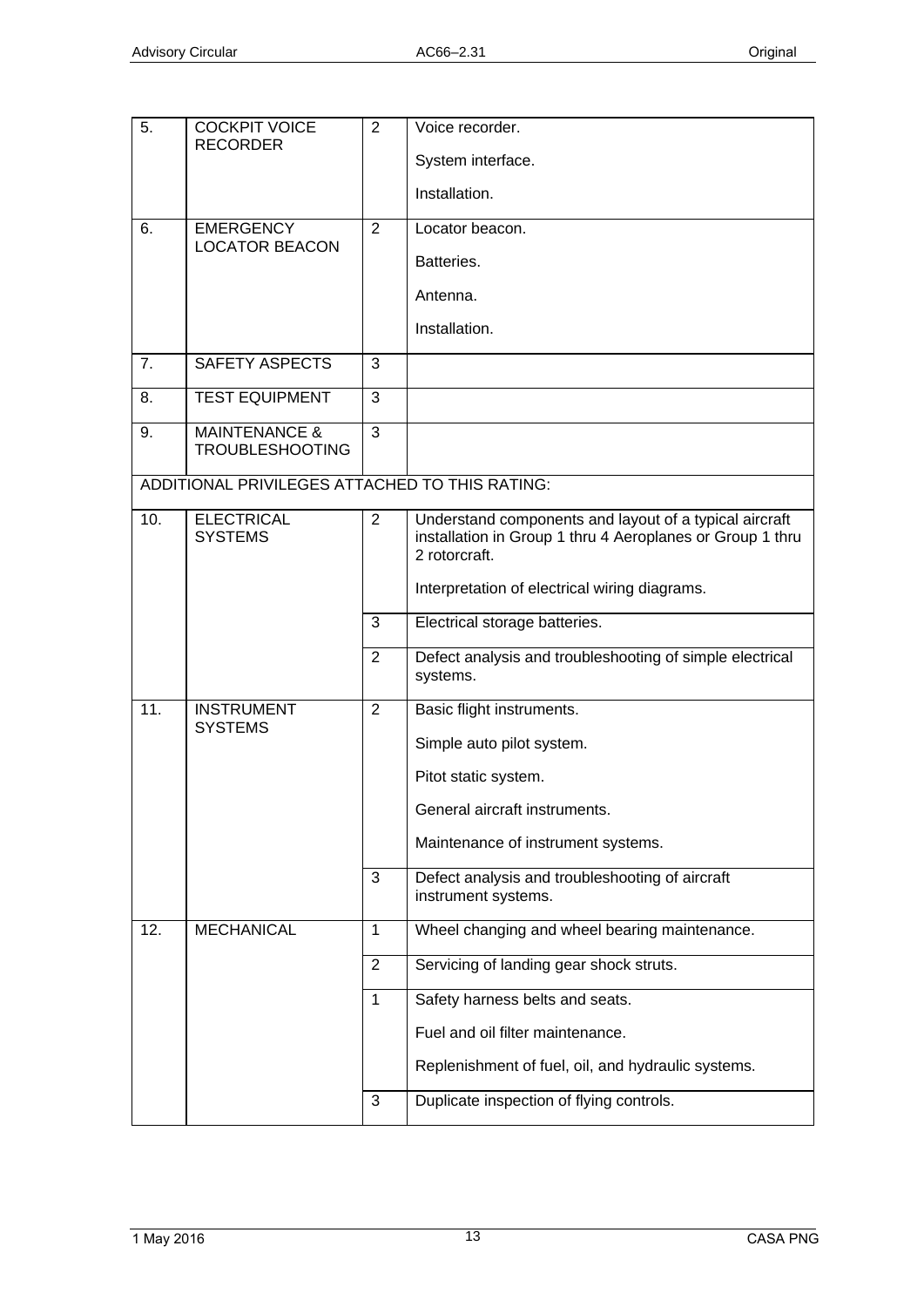| | | | |
|---|---|---|---|
| 5. | COCKPIT VOICE RECORDER | 2 | Voice recorder.<br><br>System interface.<br><br>Installation. |
| 6. | EMERGENCY LOCATOR BEACON | 2 | Locator beacon.<br><br>Batteries.<br><br>Antenna.<br><br>Installation. |
| 7. | SAFETY ASPECTS | 3 | |
| 8. | TEST EQUIPMENT | 3 | |
| 9. | MAINTENANCE & TROUBLESHOOTING | 3 | |
| ADDITIONAL PRIVILEGES ATTACHED TO THIS RATING: | | | |
| 10. | ELECTRICAL SYSTEMS | 2 | Understand components and layout of a typical aircraft installation in Group 1 thru 4 Aeroplanes or Group 1 thru 2 rotorcraft.<br><br>Interpretation of electrical wiring diagrams. |
| | | 3 | Electrical storage batteries. |
| | | 2 | Defect analysis and troubleshooting of simple electrical systems. |
| 11. | INSTRUMENT SYSTEMS | 2 | Basic flight instruments.<br><br>Simple auto pilot system.<br><br>Pitot static system.<br><br>General aircraft instruments.<br><br>Maintenance of instrument systems. |
| | | 3 | Defect analysis and troubleshooting of aircraft instrument systems. |
| 12. | MECHANICAL | 1 | Wheel changing and wheel bearing maintenance. |
| | | 2 | Servicing of landing gear shock struts. |
| | | 1 | Safety harness belts and seats.<br><br>Fuel and oil filter maintenance.<br><br>Replenishment of fuel, oil, and hydraulic systems. |
| | | 3 | Duplicate inspection of flying controls. |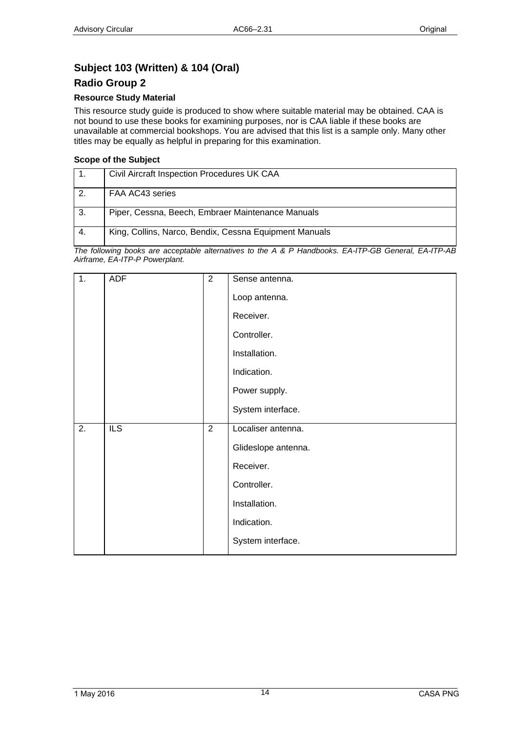## Subject 103 (Written) & 104 (Oral)

## Radio Group 2

### Resource Study Material

This resource study guide is produced to show where suitable material may be obtained. CAA is not bound to use these books for examining purposes, nor is CAA liable if these books are unavailable at commercial bookshops. You are advised that this list is a sample only. Many other titles may be equally as helpful in preparing for this examination.

### Scope of the Subject

| | |
|---|---|
| 1. | Civil Aircraft Inspection Procedures UK CAA |
| 2. | FAA AC43 series |
| 3. | Piper, Cessna, Beech, Embraer Maintenance Manuals |
| 4. | King, Collins, Narco, Bendix, Cessna Equipment Manuals |

*The following books are acceptable alternatives to the A & P Handbooks. EA-ITP-GB General, EA-ITP-AB Airframe, EA-ITP-P Powerplant.*

| | | | |
|---|---|---|---|
| 1. | ADF | 2 | Sense antenna.<br>Loop antenna.<br>Receiver.<br>Controller.<br>Installation.<br>Indication.<br>Power supply.<br>System interface. |
| 2. | ILS | 2 | Localiser antenna.<br>Glideslope antenna.<br>Receiver.<br>Controller.<br>Installation.<br>Indication.<br>System interface. |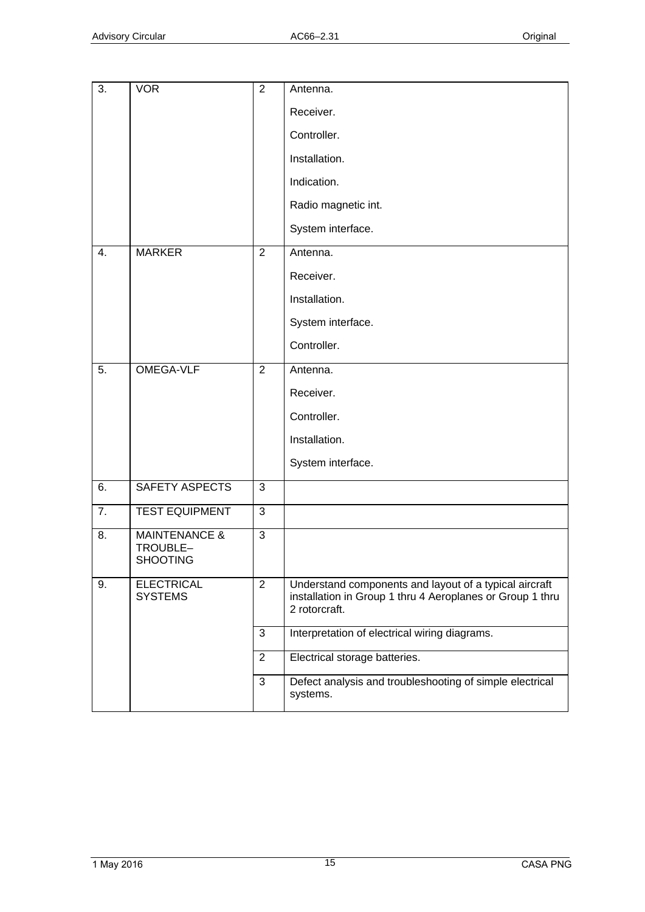| | | | |
|---|---|---|---|
| 3. | VOR | 2 | Antenna.<br><br>Receiver.<br><br>Controller.<br><br>Installation.<br><br>Indication.<br><br>Radio magnetic int.<br><br>System interface. |
| 4. | MARKER | 2 | Antenna.<br><br>Receiver.<br><br>Installation.<br><br>System interface.<br><br>Controller. |
| 5. | OMEGA-VLF | 2 | Antenna.<br><br>Receiver.<br><br>Controller.<br><br>Installation.<br><br>System interface. |
| 6. | SAFETY ASPECTS | 3 | |
| 7. | TEST EQUIPMENT | 3 | |
| 8. | MAINTENANCE & TROUBLE–SHOOTING | 3 | |
| 9. | ELECTRICAL SYSTEMS | 2 | Understand components and layout of a typical aircraft installation in Group 1 thru 4 Aeroplanes or Group 1 thru 2 rotorcraft. |
| | | 3 | Interpretation of electrical wiring diagrams. |
| | | 2 | Electrical storage batteries. |
| | | 3 | Defect analysis and troubleshooting of simple electrical systems. |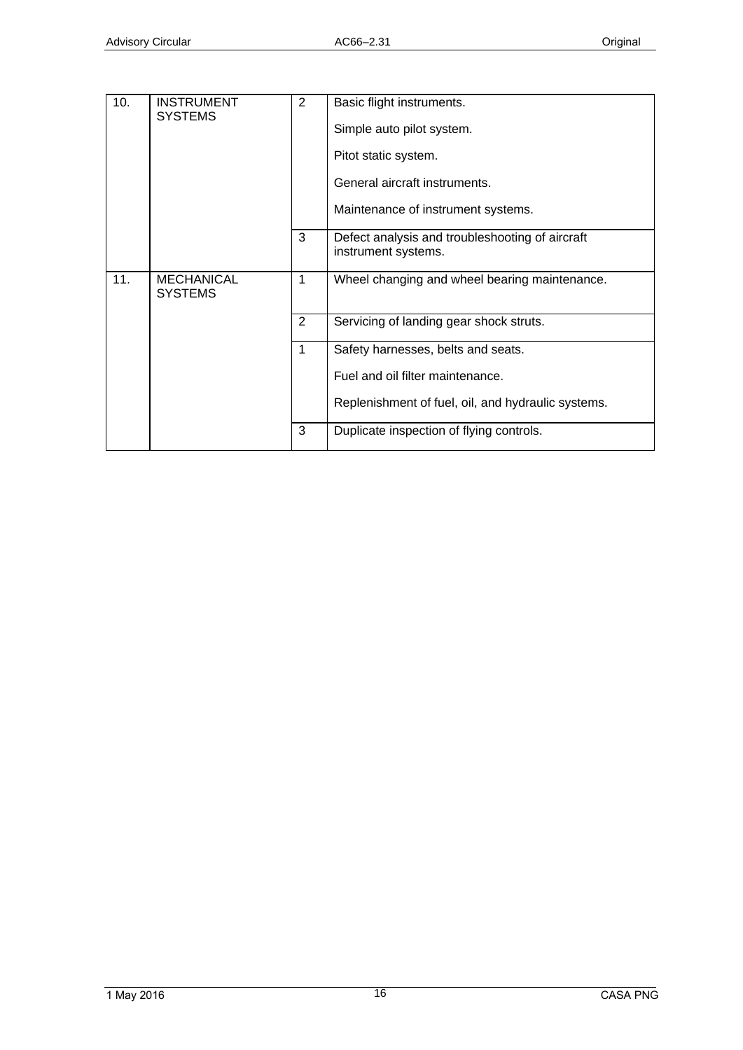| | | | |
|---|---|---|---|
| 10. | INSTRUMENT SYSTEMS | 2 | Basic flight instruments.<br><br>Simple auto pilot system.<br><br>Pitot static system.<br><br>General aircraft instruments.<br><br>Maintenance of instrument systems. |
| | | 3 | Defect analysis and troubleshooting of aircraft instrument systems. |
| 11. | MECHANICAL SYSTEMS | 1 | Wheel changing and wheel bearing maintenance. |
| | | 2 | Servicing of landing gear shock struts. |
| | | 1 | Safety harnesses, belts and seats.<br><br>Fuel and oil filter maintenance.<br><br>Replenishment of fuel, oil, and hydraulic systems. |
| | | 3 | Duplicate inspection of flying controls. |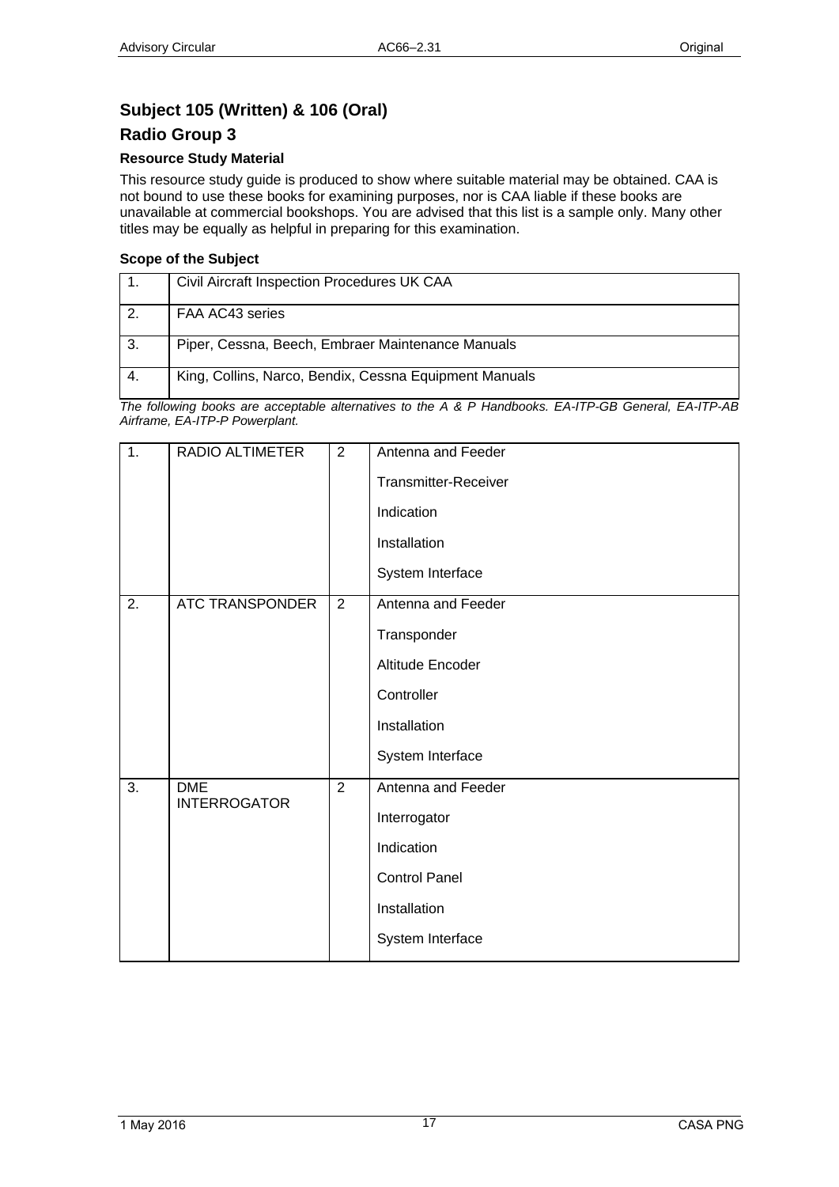## Subject 105 (Written) & 106 (Oral)

## Radio Group 3

### Resource Study Material

This resource study guide is produced to show where suitable material may be obtained. CAA is not bound to use these books for examining purposes, nor is CAA liable if these books are unavailable at commercial bookshops. You are advised that this list is a sample only. Many other titles may be equally as helpful in preparing for this examination.

### Scope of the Subject

| | |
|---|---|
| 1. | Civil Aircraft Inspection Procedures UK CAA |
| 2. | FAA AC43 series |
| 3. | Piper, Cessna, Beech, Embraer Maintenance Manuals |
| 4. | King, Collins, Narco, Bendix, Cessna Equipment Manuals |

*The following books are acceptable alternatives to the A & P Handbooks. EA-ITP-GB General, EA-ITP-AB Airframe, EA-ITP-P Powerplant.*

| | | | |
|---|---|---|---|
| 1. | RADIO ALTIMETER | 2 | Antenna and Feeder<br>Transmitter-Receiver<br>Indication<br>Installation<br>System Interface |
| 2. | ATC TRANSPONDER | 2 | Antenna and Feeder<br>Transponder<br>Altitude Encoder<br>Controller<br>Installation<br>System Interface |
| 3. | DME INTERROGATOR | 2 | Antenna and Feeder<br>Interrogator<br>Indication<br>Control Panel<br>Installation<br>System Interface |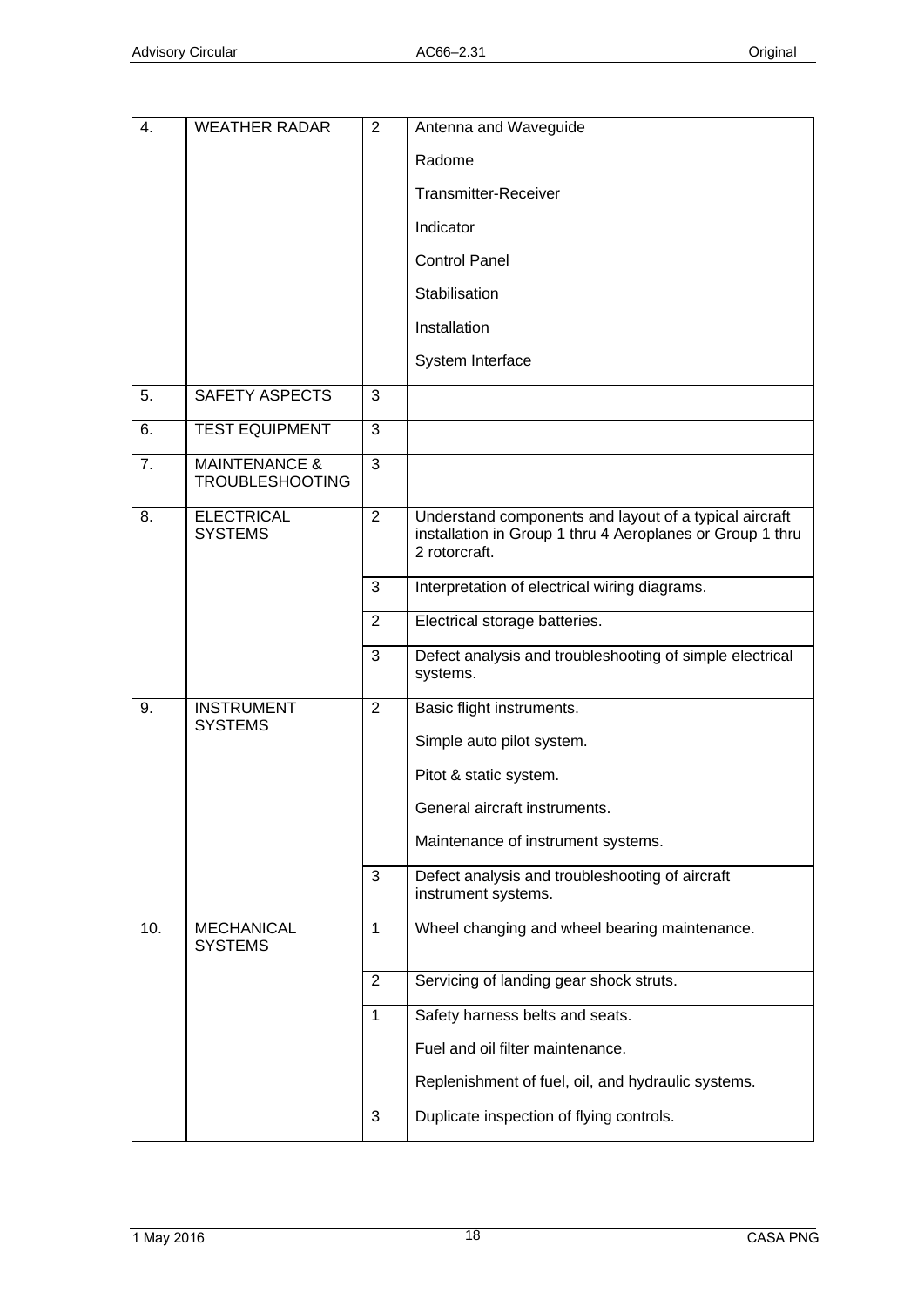| | | | |
|---|---|---|---|
| 4. | WEATHER RADAR | 2 | Antenna and Waveguide<br><br>Radome<br><br>Transmitter-Receiver<br><br>Indicator<br><br>Control Panel<br><br>Stabilisation<br><br>Installation<br><br>System Interface |
| 5. | SAFETY ASPECTS | 3 | |
| 6. | TEST EQUIPMENT | 3 | |
| 7. | MAINTENANCE & TROUBLESHOOTING | 3 | |
| 8. | ELECTRICAL SYSTEMS | 2 | Understand components and layout of a typical aircraft installation in Group 1 thru 4 Aeroplanes or Group 1 thru 2 rotorcraft. |
| | | 3 | Interpretation of electrical wiring diagrams. |
| | | 2 | Electrical storage batteries. |
| | | 3 | Defect analysis and troubleshooting of simple electrical systems. |
| 9. | INSTRUMENT SYSTEMS | 2 | Basic flight instruments.<br><br>Simple auto pilot system.<br><br>Pitot & static system.<br><br>General aircraft instruments.<br><br>Maintenance of instrument systems. |
| | | 3 | Defect analysis and troubleshooting of aircraft instrument systems. |
| 10. | MECHANICAL SYSTEMS | 1 | Wheel changing and wheel bearing maintenance. |
| | | 2 | Servicing of landing gear shock struts. |
| | | 1 | Safety harness belts and seats.<br><br>Fuel and oil filter maintenance.<br><br>Replenishment of fuel, oil, and hydraulic systems. |
| | | 3 | Duplicate inspection of flying controls. |